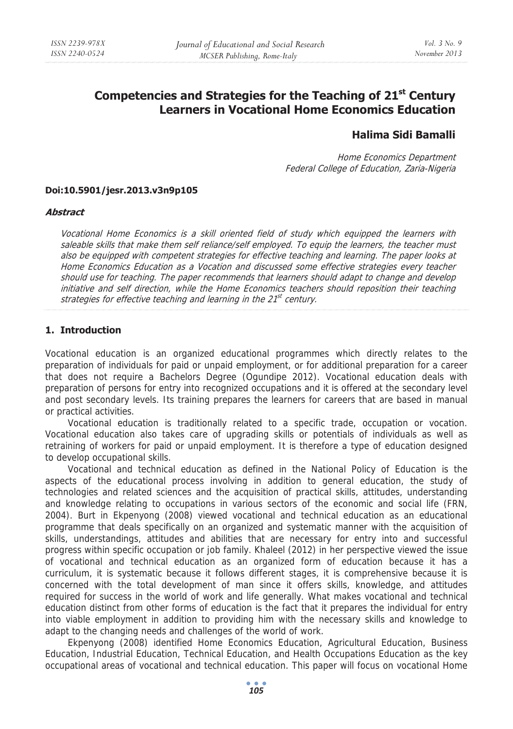# Competencies and Strategies for the Teaching of 21st Century Learners in Vocational Home Economics Education

**Halima Sidi Bamalli**

*Home Economics Department*
*Federal College of Education, Zaria-Nigeria*

**Doi:10.5901/jesr.2013.v3n9p105**

***Abstract***

*Vocational Home Economics is a skill oriented field of study which equipped the learners with saleable skills that make them self reliance/self employed. To equip the learners, the teacher must also be equipped with competent strategies for effective teaching and learning. The paper looks at Home Economics Education as a Vocation and discussed some effective strategies every teacher should use for teaching. The paper recommends that learners should adapt to change and develop initiative and self direction, while the Home Economics teachers should reposition their teaching strategies for effective teaching and learning in the 21st century.*

## 1. Introduction

Vocational education is an organized educational programmes which directly relates to the preparation of individuals for paid or unpaid employment, or for additional preparation for a career that does not require a Bachelors Degree (Ogundipe 2012). Vocational education deals with preparation of persons for entry into recognized occupations and it is offered at the secondary level and post secondary levels. Its training prepares the learners for careers that are based in manual or practical activities.

Vocational education is traditionally related to a specific trade, occupation or vocation. Vocational education also takes care of upgrading skills or potentials of individuals as well as retraining of workers for paid or unpaid employment. It is therefore a type of education designed to develop occupational skills.

Vocational and technical education as defined in the National Policy of Education is the aspects of the educational process involving in addition to general education, the study of technologies and related sciences and the acquisition of practical skills, attitudes, understanding and knowledge relating to occupations in various sectors of the economic and social life (FRN, 2004). Burt in Ekpenyong (2008) viewed vocational and technical education as an educational programme that deals specifically on an organized and systematic manner with the acquisition of skills, understandings, attitudes and abilities that are necessary for entry into and successful progress within specific occupation or job family. Khaleel (2012) in her perspective viewed the issue of vocational and technical education as an organized form of education because it has a curriculum, it is systematic because it follows different stages, it is comprehensive because it is concerned with the total development of man since it offers skills, knowledge, and attitudes required for success in the world of work and life generally. What makes vocational and technical education distinct from other forms of education is the fact that it prepares the individual for entry into viable employment in addition to providing him with the necessary skills and knowledge to adapt to the changing needs and challenges of the world of work.

Ekpenyong (2008) identified Home Economics Education, Agricultural Education, Business Education, Industrial Education, Technical Education, and Health Occupations Education as the key occupational areas of vocational and technical education. This paper will focus on vocational Home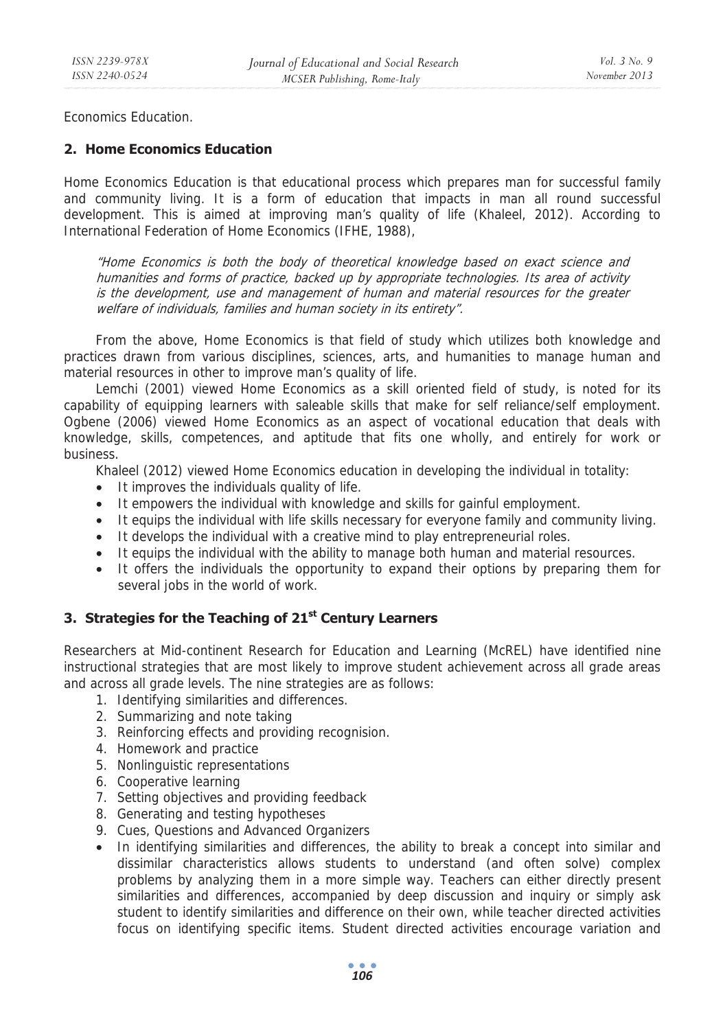Economics Education.

## 2. Home Economics Education

Home Economics Education is that educational process which prepares man for successful family and community living. It is a form of education that impacts in man all round successful development. This is aimed at improving man's quality of life (Khaleel, 2012). According to International Federation of Home Economics (IFHE, 1988),

> *"Home Economics is both the body of theoretical knowledge based on exact science and humanities and forms of practice, backed up by appropriate technologies. Its area of activity is the development, use and management of human and material resources for the greater welfare of individuals, families and human society in its entirety".*

From the above, Home Economics is that field of study which utilizes both knowledge and practices drawn from various disciplines, sciences, arts, and humanities to manage human and material resources in other to improve man's quality of life.

Lemchi (2001) viewed Home Economics as a skill oriented field of study, is noted for its capability of equipping learners with saleable skills that make for self reliance/self employment. Ogbene (2006) viewed Home Economics as an aspect of vocational education that deals with knowledge, skills, competences, and aptitude that fits one wholly, and entirely for work or business.

Khaleel (2012) viewed Home Economics education in developing the individual in totality:

- It improves the individuals quality of life.
- It empowers the individual with knowledge and skills for gainful employment.
- It equips the individual with life skills necessary for everyone family and community living.
- It develops the individual with a creative mind to play entrepreneurial roles.
- It equips the individual with the ability to manage both human and material resources.
- It offers the individuals the opportunity to expand their options by preparing them for several jobs in the world of work.

## 3. Strategies for the Teaching of 21st Century Learners

Researchers at Mid-continent Research for Education and Learning (McREL) have identified nine instructional strategies that are most likely to improve student achievement across all grade areas and across all grade levels. The nine strategies are as follows:

1. Identifying similarities and differences.
2. Summarizing and note taking
3. Reinforcing effects and providing recognision.
4. Homework and practice
5. Nonlinguistic representations
6. Cooperative learning
7. Setting objectives and providing feedback
8. Generating and testing hypotheses
9. Cues, Questions and Advanced Organizers

- In identifying similarities and differences, the ability to break a concept into similar and dissimilar characteristics allows students to understand (and often solve) complex problems by analyzing them in a more simple way. Teachers can either directly present similarities and differences, accompanied by deep discussion and inquiry or simply ask student to identify similarities and difference on their own, while teacher directed activities focus on identifying specific items. Student directed activities encourage variation and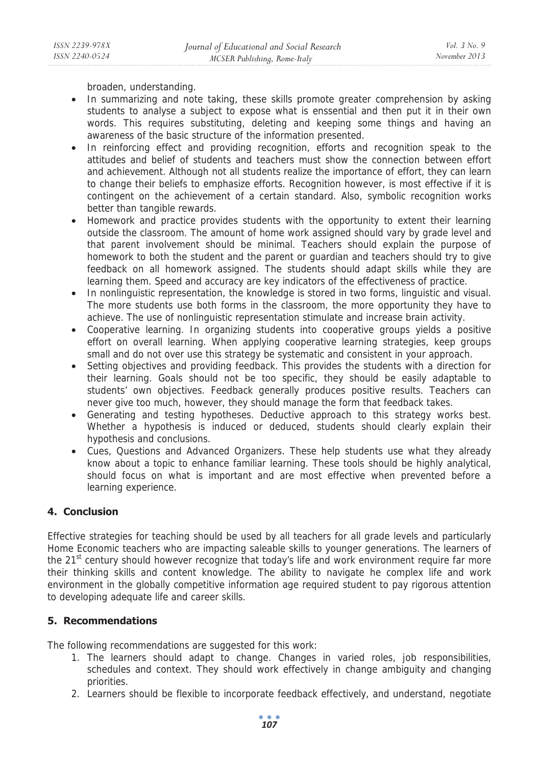broaden, understanding.

- In summarizing and note taking, these skills promote greater comprehension by asking students to analyse a subject to expose what is enssential and then put it in their own words. This requires substituting, deleting and keeping some things and having an awareness of the basic structure of the information presented.
- In reinforcing effect and providing recognition, efforts and recognition speak to the attitudes and belief of students and teachers must show the connection between effort and achievement. Although not all students realize the importance of effort, they can learn to change their beliefs to emphasize efforts. Recognition however, is most effective if it is contingent on the achievement of a certain standard. Also, symbolic recognition works better than tangible rewards.
- Homework and practice provides students with the opportunity to extent their learning outside the classroom. The amount of home work assigned should vary by grade level and that parent involvement should be minimal. Teachers should explain the purpose of homework to both the student and the parent or guardian and teachers should try to give feedback on all homework assigned. The students should adapt skills while they are learning them. Speed and accuracy are key indicators of the effectiveness of practice.
- In nonlinguistic representation, the knowledge is stored in two forms, linguistic and visual. The more students use both forms in the classroom, the more opportunity they have to achieve. The use of nonlinguistic representation stimulate and increase brain activity.
- Cooperative learning. In organizing students into cooperative groups yields a positive effort on overall learning. When applying cooperative learning strategies, keep groups small and do not over use this strategy be systematic and consistent in your approach.
- Setting objectives and providing feedback. This provides the students with a direction for their learning. Goals should not be too specific, they should be easily adaptable to students' own objectives. Feedback generally produces positive results. Teachers can never give too much, however, they should manage the form that feedback takes.
- Generating and testing hypotheses. Deductive approach to this strategy works best. Whether a hypothesis is induced or deduced, students should clearly explain their hypothesis and conclusions.
- Cues, Questions and Advanced Organizers. These help students use what they already know about a topic to enhance familiar learning. These tools should be highly analytical, should focus on what is important and are most effective when prevented before a learning experience.

## 4. Conclusion

Effective strategies for teaching should be used by all teachers for all grade levels and particularly Home Economic teachers who are impacting saleable skills to younger generations. The learners of the 21st century should however recognize that today's life and work environment require far more their thinking skills and content knowledge. The ability to navigate he complex life and work environment in the globally competitive information age required student to pay rigorous attention to developing adequate life and career skills.

## 5. Recommendations

The following recommendations are suggested for this work:

1. The learners should adapt to change. Changes in varied roles, job responsibilities, schedules and context. They should work effectively in change ambiguity and changing priorities.
2. Learners should be flexible to incorporate feedback effectively, and understand, negotiate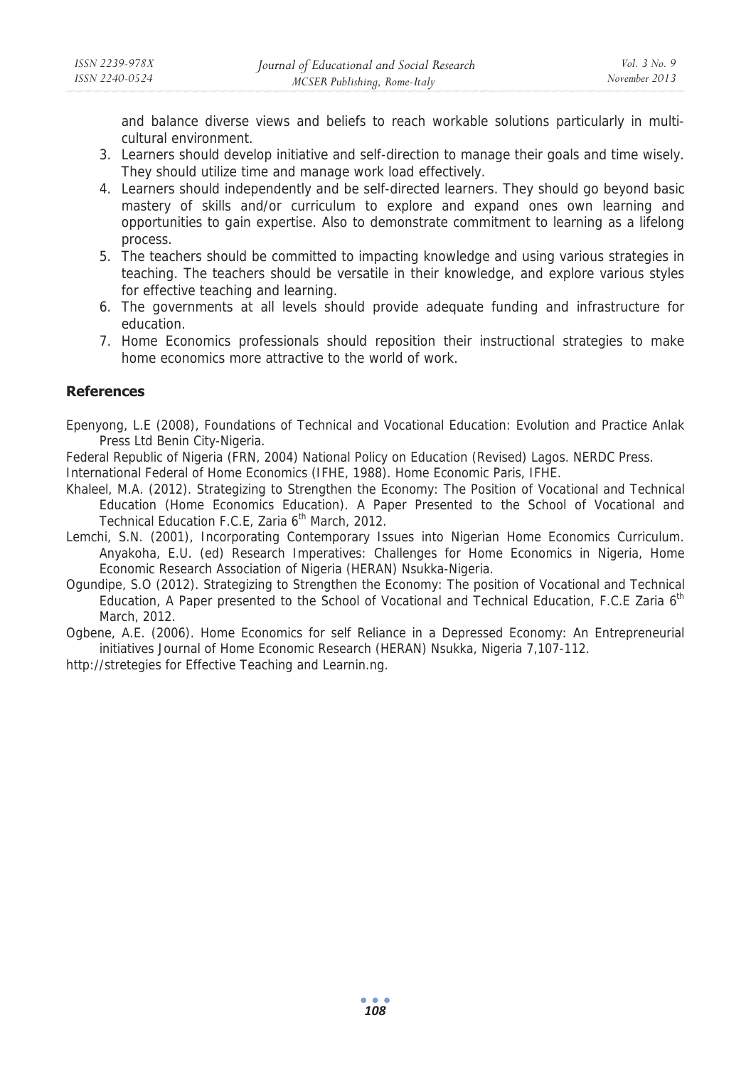and balance diverse views and beliefs to reach workable solutions particularly in multi-cultural environment.

3. Learners should develop initiative and self-direction to manage their goals and time wisely. They should utilize time and manage work load effectively.
4. Learners should independently and be self-directed learners. They should go beyond basic mastery of skills and/or curriculum to explore and expand ones own learning and opportunities to gain expertise. Also to demonstrate commitment to learning as a lifelong process.
5. The teachers should be committed to impacting knowledge and using various strategies in teaching. The teachers should be versatile in their knowledge, and explore various styles for effective teaching and learning.
6. The governments at all levels should provide adequate funding and infrastructure for education.
7. Home Economics professionals should reposition their instructional strategies to make home economics more attractive to the world of work.

## References

Epenyong, L.E (2008), Foundations of Technical and Vocational Education: Evolution and Practice Anlak Press Ltd Benin City-Nigeria.

Federal Republic of Nigeria (FRN, 2004) National Policy on Education (Revised) Lagos. NERDC Press.

International Federal of Home Economics (IFHE, 1988). Home Economic Paris, IFHE.

Khaleel, M.A. (2012). Strategizing to Strengthen the Economy: The Position of Vocational and Technical Education (Home Economics Education). A Paper Presented to the School of Vocational and Technical Education F.C.E, Zaria 6th March, 2012.

Lemchi, S.N. (2001), Incorporating Contemporary Issues into Nigerian Home Economics Curriculum. Anyakoha, E.U. (ed) Research Imperatives: Challenges for Home Economics in Nigeria, Home Economic Research Association of Nigeria (HERAN) Nsukka-Nigeria.

Ogundipe, S.O (2012). Strategizing to Strengthen the Economy: The position of Vocational and Technical Education, A Paper presented to the School of Vocational and Technical Education, F.C.E Zaria 6th March, 2012.

Ogbene, A.E. (2006). Home Economics for self Reliance in a Depressed Economy: An Entrepreneurial initiatives Journal of Home Economic Research (HERAN) Nsukka, Nigeria 7,107-112.

http://stretegies for Effective Teaching and Learnin.ng.